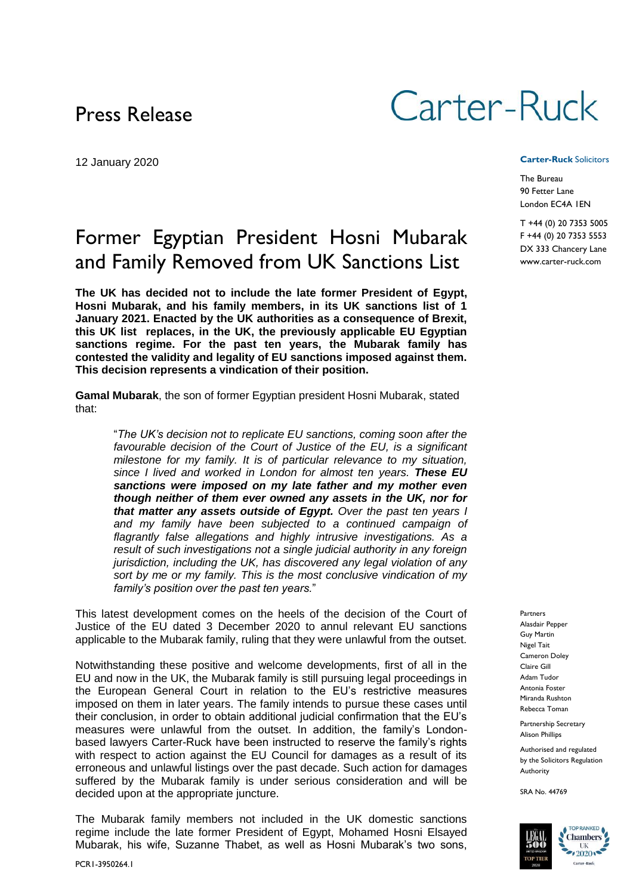Press Release

Carter-Ruck

12 January 2020

**Carter-Ruck** Solicitors

The Bureau
90 Fetter Lane
London EC4A 1EN

T +44 (0) 20 7353 5005
F +44 (0) 20 7353 5553
DX 333 Chancery Lane
www.carter-ruck.com

# Former Egyptian President Hosni Mubarak and Family Removed from UK Sanctions List

**The UK has decided not to include the late former President of Egypt, Hosni Mubarak, and his family members, in its UK sanctions list of 1 January 2021. Enacted by the UK authorities as a consequence of Brexit, this UK list replaces, in the UK, the previously applicable EU Egyptian sanctions regime. For the past ten years, the Mubarak family has contested the validity and legality of EU sanctions imposed against them. This decision represents a vindication of their position.**

**Gamal Mubarak**, the son of former Egyptian president Hosni Mubarak, stated that:

> "*The UK's decision not to replicate EU sanctions, coming soon after the favourable decision of the Court of Justice of the EU, is a significant milestone for my family. It is of particular relevance to my situation, since I lived and worked in London for almost ten years.* ***These EU sanctions were imposed on my late father and my mother even though neither of them ever owned any assets in the UK, nor for that matter any assets outside of Egypt.*** *Over the past ten years I and my family have been subjected to a continued campaign of flagrantly false allegations and highly intrusive investigations. As a result of such investigations not a single judicial authority in any foreign jurisdiction, including the UK, has discovered any legal violation of any sort by me or my family. This is the most conclusive vindication of my family's position over the past ten years.*"

This latest development comes on the heels of the decision of the Court of Justice of the EU dated 3 December 2020 to annul relevant EU sanctions applicable to the Mubarak family, ruling that they were unlawful from the outset.

Notwithstanding these positive and welcome developments, first of all in the EU and now in the UK, the Mubarak family is still pursuing legal proceedings in the European General Court in relation to the EU's restrictive measures imposed on them in later years. The family intends to pursue these cases until their conclusion, in order to obtain additional judicial confirmation that the EU's measures were unlawful from the outset. In addition, the family's London-based lawyers Carter-Ruck have been instructed to reserve the family's rights with respect to action against the EU Council for damages as a result of its erroneous and unlawful listings over the past decade. Such action for damages suffered by the Mubarak family is under serious consideration and will be decided upon at the appropriate juncture.

The Mubarak family members not included in the UK domestic sanctions regime include the late former President of Egypt, Mohamed Hosni Elsayed Mubarak, his wife, Suzanne Thabet, as well as Hosni Mubarak's two sons,

Partners
Alasdair Pepper
Guy Martin
Nigel Tait
Cameron Doley
Claire Gill
Adam Tudor
Antonia Foster
Miranda Rushton
Rebecca Toman

Partnership Secretary
Alison Phillips

Authorised and regulated by the Solicitors Regulation Authority

SRA No. 44769

PCR1-3950264.1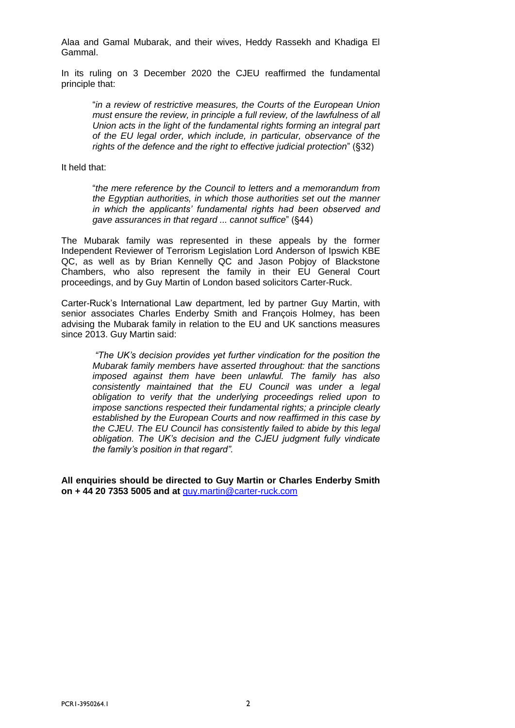Alaa and Gamal Mubarak, and their wives, Heddy Rassekh and Khadiga El Gammal.

In its ruling on 3 December 2020 the CJEU reaffirmed the fundamental principle that:

> "*in a review of restrictive measures, the Courts of the European Union must ensure the review, in principle a full review, of the lawfulness of all Union acts in the light of the fundamental rights forming an integral part of the EU legal order, which include, in particular, observance of the rights of the defence and the right to effective judicial protection*" (§32)

It held that:

> "*the mere reference by the Council to letters and a memorandum from the Egyptian authorities, in which those authorities set out the manner in which the applicants' fundamental rights had been observed and gave assurances in that regard ... cannot suffice*" (§44)

The Mubarak family was represented in these appeals by the former Independent Reviewer of Terrorism Legislation Lord Anderson of Ipswich KBE QC, as well as by Brian Kennelly QC and Jason Pobjoy of Blackstone Chambers, who also represent the family in their EU General Court proceedings, and by Guy Martin of London based solicitors Carter-Ruck.

Carter-Ruck's International Law department, led by partner Guy Martin, with senior associates Charles Enderby Smith and François Holmey, has been advising the Mubarak family in relation to the EU and UK sanctions measures since 2013. Guy Martin said:

> *"The UK's decision provides yet further vindication for the position the Mubarak family members have asserted throughout: that the sanctions imposed against them have been unlawful. The family has also consistently maintained that the EU Council was under a legal obligation to verify that the underlying proceedings relied upon to impose sanctions respected their fundamental rights; a principle clearly established by the European Courts and now reaffirmed in this case by the CJEU. The EU Council has consistently failed to abide by this legal obligation. The UK's decision and the CJEU judgment fully vindicate the family's position in that regard".*

**All enquiries should be directed to Guy Martin or Charles Enderby Smith on + 44 20 7353 5005 and at** guy.martin@carter-ruck.com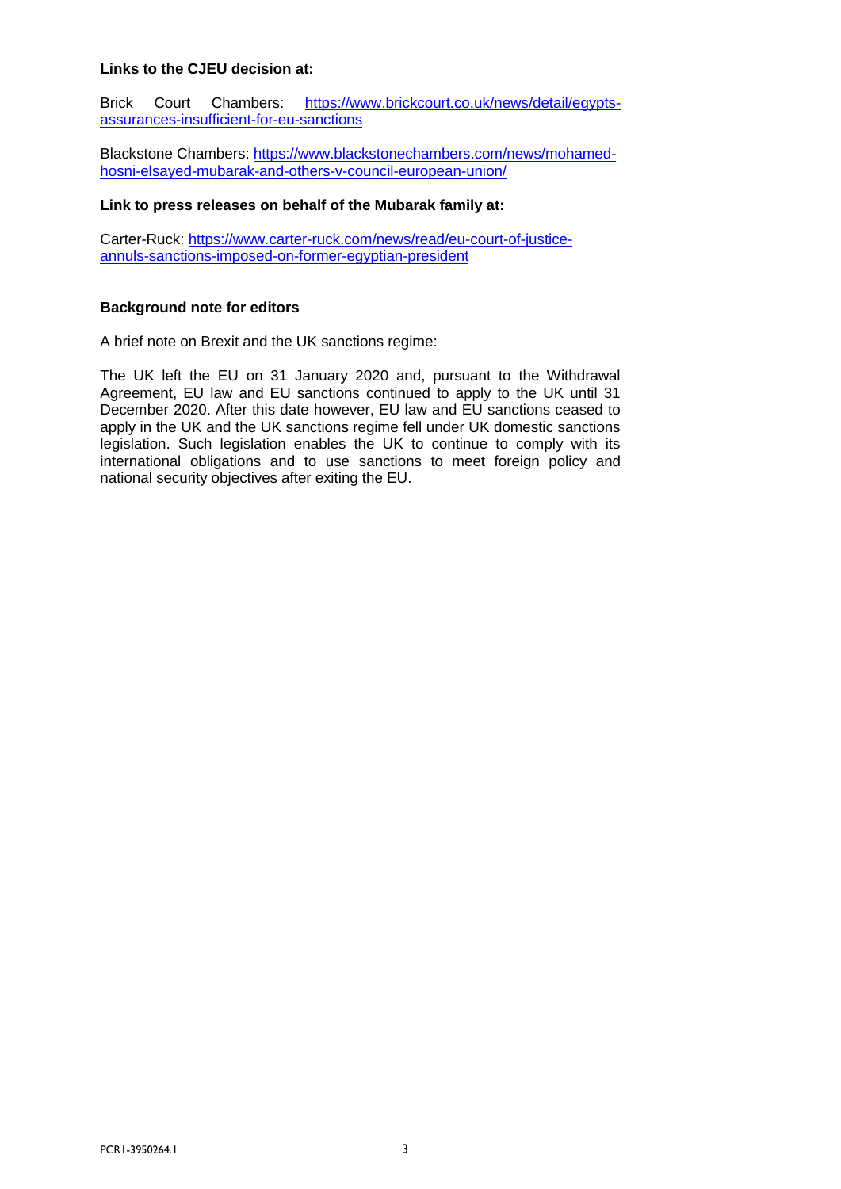**Links to the CJEU decision at:**

Brick Court Chambers: https://www.brickcourt.co.uk/news/detail/egypts-assurances-insufficient-for-eu-sanctions

Blackstone Chambers: https://www.blackstonechambers.com/news/mohamed-hosni-elsayed-mubarak-and-others-v-council-european-union/

**Link to press releases on behalf of the Mubarak family at:**

Carter-Ruck: https://www.carter-ruck.com/news/read/eu-court-of-justice-annuls-sanctions-imposed-on-former-egyptian-president

**Background note for editors**

A brief note on Brexit and the UK sanctions regime:

The UK left the EU on 31 January 2020 and, pursuant to the Withdrawal Agreement, EU law and EU sanctions continued to apply to the UK until 31 December 2020. After this date however, EU law and EU sanctions ceased to apply in the UK and the UK sanctions regime fell under UK domestic sanctions legislation. Such legislation enables the UK to continue to comply with its international obligations and to use sanctions to meet foreign policy and national security objectives after exiting the EU.